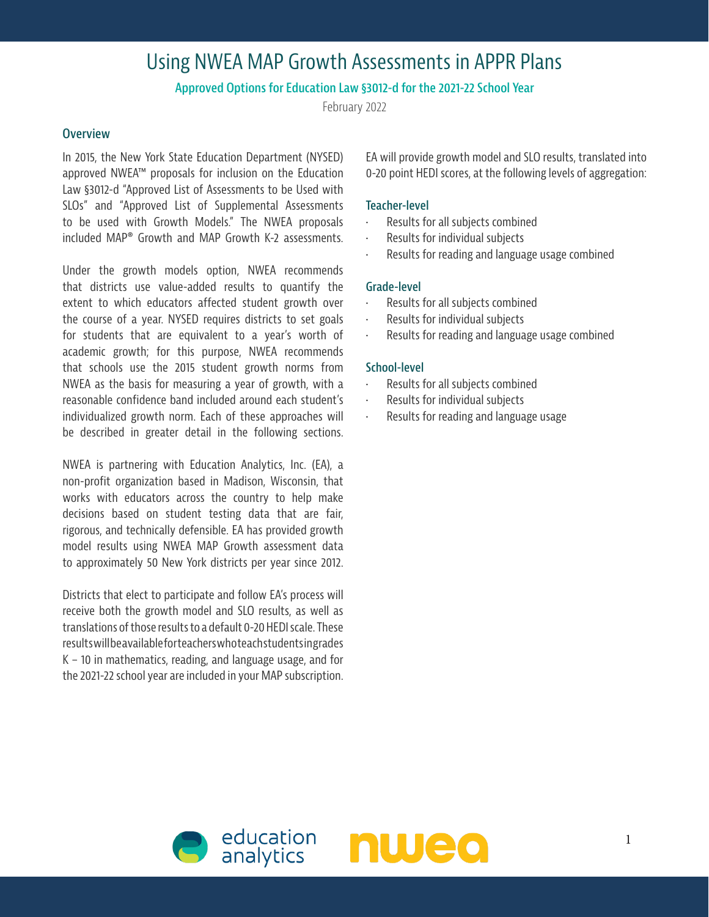# Using NWEA MAP Growth Assessments in APPR Plans

### Approved Options for Education Law §3012-d for the 2021-22 School Year

February 2022

## Overview

In 2015, the New York State Education Department (NYSED) approved NWEA™ proposals for inclusion on the Education Law §3012-d "Approved List of Assessments to be Used with SLOs" and "Approved List of Supplemental Assessments to be used with Growth Models." The NWEA proposals included MAP® Growth and MAP Growth K-2 assessments.

Under the growth models option, NWEA recommends that districts use value-added results to quantify the extent to which educators affected student growth over the course of a year. NYSED requires districts to set goals for students that are equivalent to a year's worth of academic growth; for this purpose, NWEA recommends that schools use the 2015 student growth norms from NWEA as the basis for measuring a year of growth, with a reasonable confidence band included around each student's individualized growth norm. Each of these approaches will be described in greater detail in the following sections.

NWEA is partnering with Education Analytics, Inc. (EA), a non-profit organization based in Madison, Wisconsin, that works with educators across the country to help make decisions based on student testing data that are fair, rigorous, and technically defensible. EA has provided growth model results using NWEA MAP Growth assessment data to approximately 50 New York districts per year since 2012.

Districts that elect to participate and follow EA's process will receive both the growth model and SLO results, as well as translations of those results to a default 0-20 HEDI scale. These results will be available for teachers who teach students in grades K – 10 in mathematics, reading, and language usage, and for the 2021-22 school year are included in your MAP subscription.

EA will provide growth model and SLO results, translated into 0-20 point HEDI scores, at the following levels of aggregation:

### Teacher-level

- Results for all subjects combined
- Results for individual subjects
- Results for reading and language usage combined

### Grade-level

- Results for all subjects combined
- Results for individual subjects
- Results for reading and language usage combined

### School-level

- Results for all subjects combined
- Results for individual subjects
- Results for reading and language usage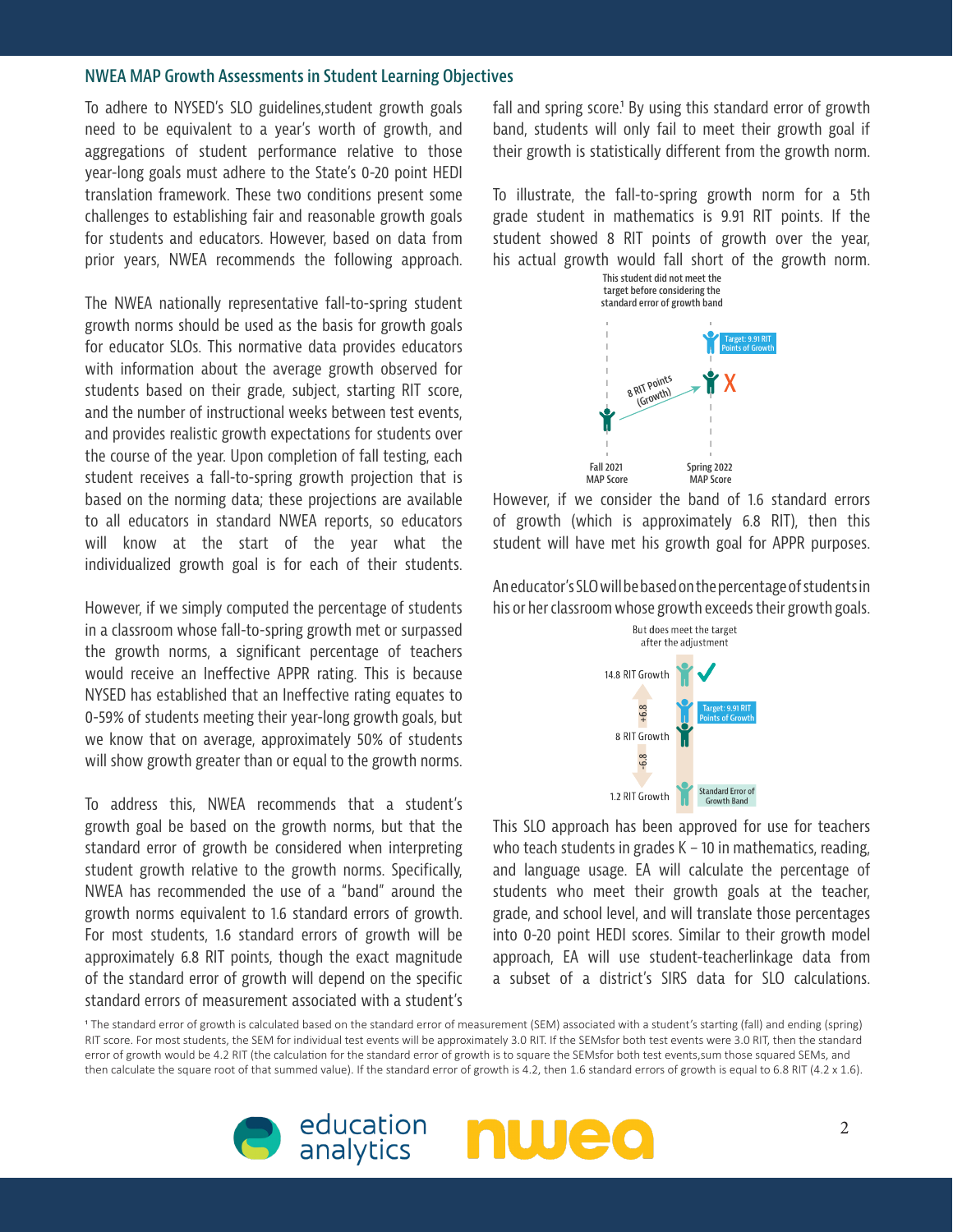## NWEA MAP Growth Assessments in Student Learning Objectives

To adhere to NYSED's SLO guidelines,student growth goals need to be equivalent to a year's worth of growth, and aggregations of student performance relative to those year-long goals must adhere to the State's 0-20 point HEDI translation framework. These two conditions present some challenges to establishing fair and reasonable growth goals for students and educators. However, based on data from prior years, NWEA recommends the following approach.

The NWEA nationally representative fall-to-spring student growth norms should be used as the basis for growth goals for educator SLOs. This normative data provides educators with information about the average growth observed for students based on their grade, subject, starting RIT score, and the number of instructional weeks between test events, and provides realistic growth expectations for students over the course of the year. Upon completion of fall testing, each student receives a fall-to-spring growth projection that is based on the norming data; these projections are available to all educators in standard NWEA reports, so educators will know at the start of the year what the individualized growth goal is for each of their students.

However, if we simply computed the percentage of students in a classroom whose fall-to-spring growth met or surpassed the growth norms, a significant percentage of teachers would receive an Ineffective APPR rating. This is because NYSED has established that an Ineffective rating equates to 0-59% of students meeting their year-long growth goals, but we know that on average, approximately 50% of students will show growth greater than or equal to the growth norms.

To address this, NWEA recommends that a student's growth goal be based on the growth norms, but that the standard error of growth be considered when interpreting student growth relative to the growth norms. Specifically, NWEA has recommended the use of a "band" around the growth norms equivalent to 1.6 standard errors of growth. For most students, 1.6 standard errors of growth will be approximately 6.8 RIT points, though the exact magnitude of the standard error of growth will depend on the specific standard errors of measurement associated with a student's fall and spring score.[1] By using this standard error of growth band, students will only fail to meet their growth goal if their growth is statistically different from the growth norm.

To illustrate, the fall-to-spring growth norm for a 5th grade student in mathematics is 9.91 RIT points. If the student showed 8 RIT points of growth over the year, his actual growth would fall short of the growth norm.

This student did not meet the target before considering the standard error of growth band

Target: 9.91 RIT Points of Growth

8 RIT Points (Growth)

Fall 2021 MAP Score — Spring 2022 MAP Score

However, if we consider the band of 1.6 standard errors of growth (which is approximately 6.8 RIT), then this student will have met his growth goal for APPR purposes.

An educator's SLO will be based on the percentage of students in his or her classroom whose growth exceeds their growth goals.

But does meet the target after the adjustment

14.8 RIT Growth — Target: 9.91 RIT Points of Growth — 8 RIT Growth — 1.2 RIT Growth (+6.8 / -6.8) — Standard Error of Growth Band

This SLO approach has been approved for use for teachers who teach students in grades K – 10 in mathematics, reading, and language usage. EA will calculate the percentage of students who meet their growth goals at the teacher, grade, and school level, and will translate those percentages into 0-20 point HEDI scores. Similar to their growth model approach, EA will use student-teacherlinkage data from a subset of a district's SIRS data for SLO calculations.

[1] The standard error of growth is calculated based on the standard error of measurement (SEM) associated with a student's starting (fall) and ending (spring) RIT score. For most students, the SEM for individual test events will be approximately 3.0 RIT. If the SEMsfor both test events were 3.0 RIT, then the standard error of growth would be 4.2 RIT (the calculation for the standard error of growth is to square the SEMsfor both test events,sum those squared SEMs, and then calculate the square root of that summed value). If the standard error of growth is 4.2, then 1.6 standard errors of growth is equal to 6.8 RIT (4.2 x 1.6).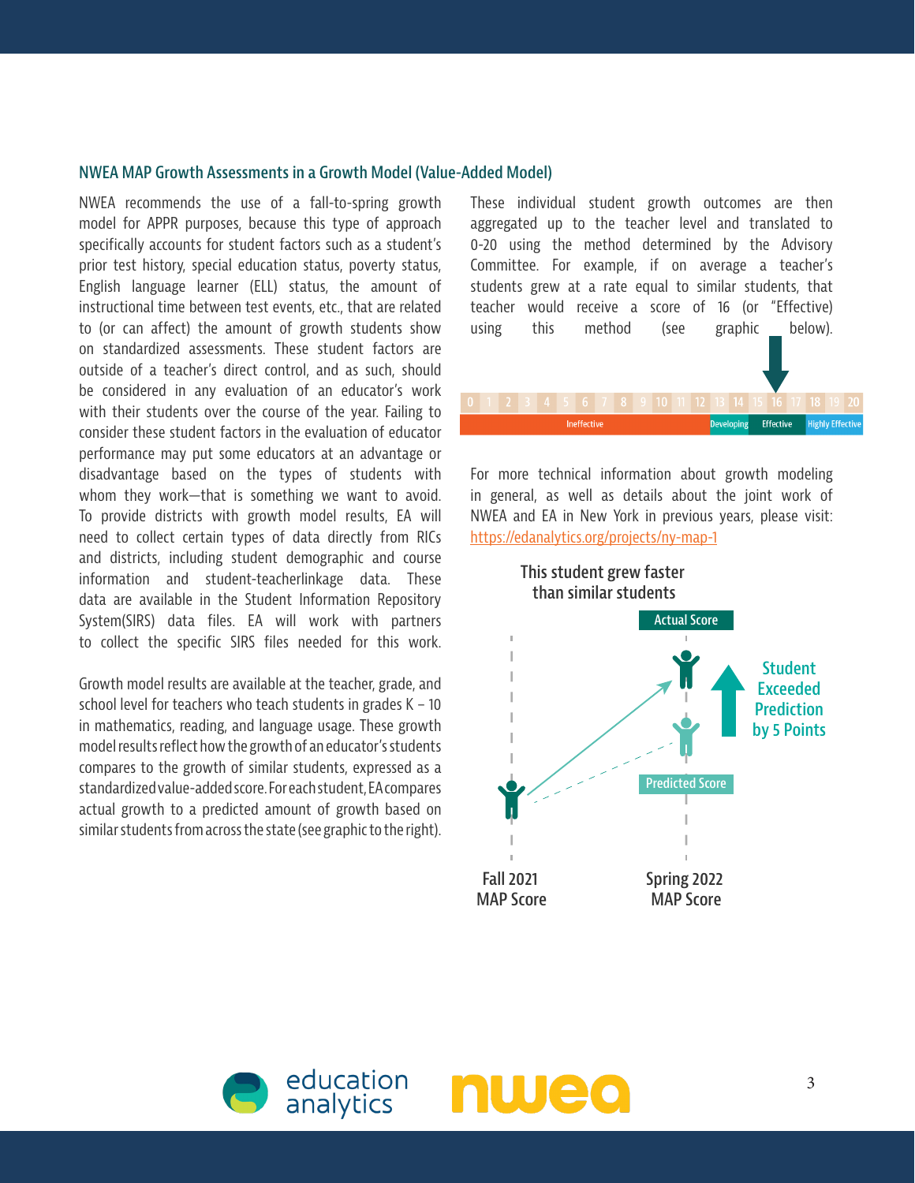## NWEA MAP Growth Assessments in a Growth Model (Value-Added Model)

NWEA recommends the use of a fall-to-spring growth model for APPR purposes, because this type of approach specifically accounts for student factors such as a student's prior test history, special education status, poverty status, English language learner (ELL) status, the amount of instructional time between test events, etc., that are related to (or can affect) the amount of growth students show on standardized assessments. These student factors are outside of a teacher's direct control, and as such, should be considered in any evaluation of an educator's work with their students over the course of the year. Failing to consider these student factors in the evaluation of educator performance may put some educators at an advantage or disadvantage based on the types of students with whom they work—that is something we want to avoid. To provide districts with growth model results, EA will need to collect certain types of data directly from RICs and districts, including student demographic and course information and student-teacherlinkage data. These data are available in the Student Information Repository System(SIRS) data files. EA will work with partners to collect the specific SIRS files needed for this work.

Growth model results are available at the teacher, grade, and school level for teachers who teach students in grades K – 10 in mathematics, reading, and language usage. These growth model results reflect how the growth of an educator's students compares to the growth of similar students, expressed as a standardized value-added score. For each student, EA compares actual growth to a predicted amount of growth based on similar students from across the state (see graphic to the right).

These individual student growth outcomes are then aggregated up to the teacher level and translated to 0-20 using the method determined by the Advisory Committee. For example, if on average a teacher's students grew at a rate equal to similar students, that teacher would receive a score of 16 (or "Effective) using this method (see graphic below).

| 0 | 1 | 2 | 3 | 4 | 5 | 6 | 7 | 8 | 9 | 10 | 11 | 12 | 13 | 14 | 15 | 16 | 17 | 18 | 19 | 20 |
|---|---|---|---|---|---|---|---|---|---|---|---|---|---|---|---|---|---|---|---|---|
| Ineffective | | | | | | | | | | | | | Developing | | Effective | | | Highly Effective | | |

For more technical information about growth modeling in general, as well as details about the joint work of NWEA and EA in New York in previous years, please visit: https://edanalytics.org/projects/ny-map-1

This student grew faster than similar students

Actual Score

Student Exceeded Prediction by 5 Points

Predicted Score

Fall 2021 MAP Score

Spring 2022 MAP Score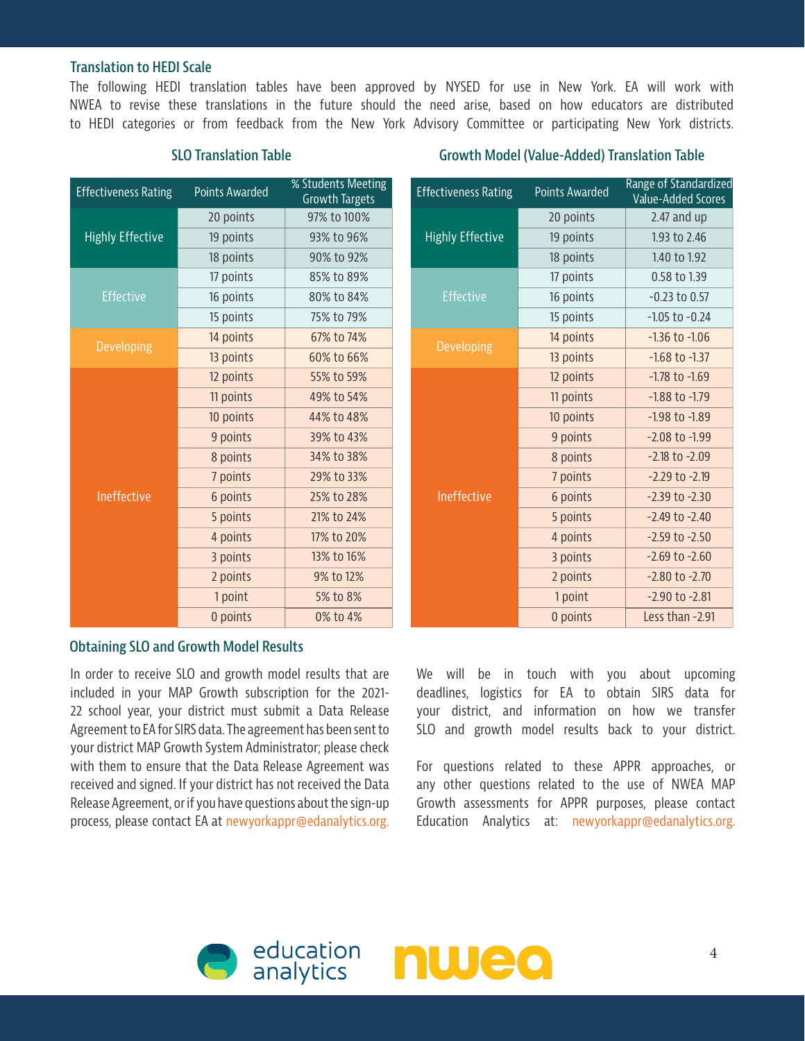## Translation to HEDI Scale

The following HEDI translation tables have been approved by NYSED for use in New York. EA will work with NWEA to revise these translations in the future should the need arise, based on how educators are distributed to HEDI categories or from feedback from the New York Advisory Committee or participating New York districts.

### SLO Translation Table

| Effectiveness Rating | Points Awarded | % Students Meeting Growth Targets |
|---|---|---|
| Highly Effective | 20 points | 97% to 100% |
| | 19 points | 93% to 96% |
| | 18 points | 90% to 92% |
| Effective | 17 points | 85% to 89% |
| | 16 points | 80% to 84% |
| | 15 points | 75% to 79% |
| Developing | 14 points | 67% to 74% |
| | 13 points | 60% to 66% |
| Ineffective | 12 points | 55% to 59% |
| | 11 points | 49% to 54% |
| | 10 points | 44% to 48% |
| | 9 points | 39% to 43% |
| | 8 points | 34% to 38% |
| | 7 points | 29% to 33% |
| | 6 points | 25% to 28% |
| | 5 points | 21% to 24% |
| | 4 points | 17% to 20% |
| | 3 points | 13% to 16% |
| | 2 points | 9% to 12% |
| | 1 point | 5% to 8% |
| | 0 points | 0% to 4% |

### Growth Model (Value-Added) Translation Table

| Effectiveness Rating | Points Awarded | Range of Standardized Value-Added Scores |
|---|---|---|
| Highly Effective | 20 points | 2.47 and up |
| | 19 points | 1.93 to 2.46 |
| | 18 points | 1.40 to 1.92 |
| Effective | 17 points | 0.58 to 1.39 |
| | 16 points | -0.23 to 0.57 |
| | 15 points | -1.05 to -0.24 |
| Developing | 14 points | -1.36 to -1.06 |
| | 13 points | -1.68 to -1.37 |
| Ineffective | 12 points | -1.78 to -1.69 |
| | 11 points | -1.88 to -1.79 |
| | 10 points | -1.98 to -1.89 |
| | 9 points | -2.08 to -1.99 |
| | 8 points | -2.18 to -2.09 |
| | 7 points | -2.29 to -2.19 |
| | 6 points | -2.39 to -2.30 |
| | 5 points | -2.49 to -2.40 |
| | 4 points | -2.59 to -2.50 |
| | 3 points | -2.69 to -2.60 |
| | 2 points | -2.80 to -2.70 |
| | 1 point | -2.90 to -2.81 |
| | 0 points | Less than -2.91 |

## Obtaining SLO and Growth Model Results

In order to receive SLO and growth model results that are included in your MAP Growth subscription for the 2021-22 school year, your district must submit a Data Release Agreement to EA for SIRS data. The agreement has been sent to your district MAP Growth System Administrator; please check with them to ensure that the Data Release Agreement was received and signed. If your district has not received the Data Release Agreement, or if you have questions about the sign-up process, please contact EA at newyorkappr@edanalytics.org.

We will be in touch with you about upcoming deadlines, logistics for EA to obtain SIRS data for your district, and information on how we transfer SLO and growth model results back to your district.

For questions related to these APPR approaches, or any other questions related to the use of NWEA MAP Growth assessments for APPR purposes, please contact Education Analytics at: newyorkappr@edanalytics.org.

education analytics

nwea